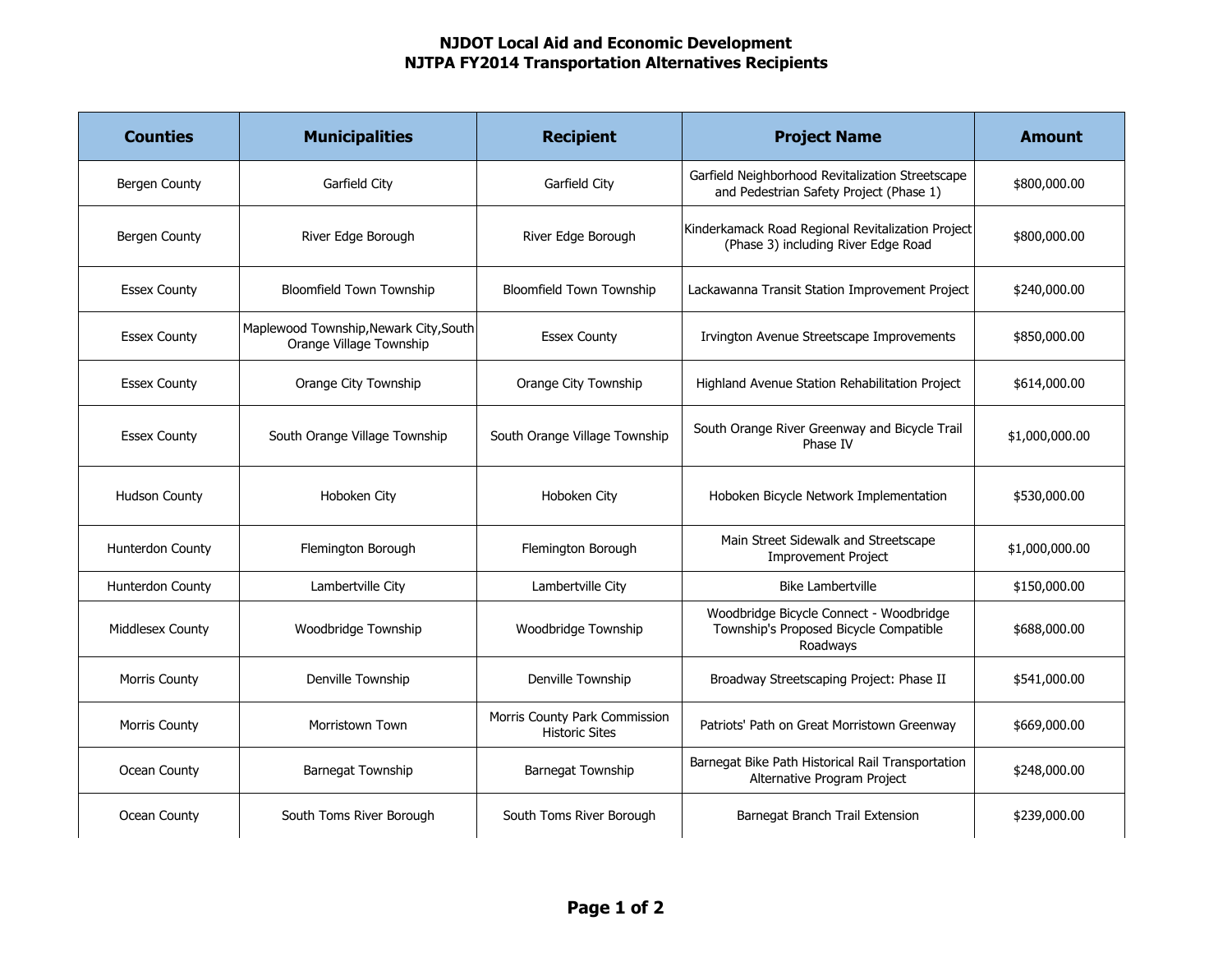# NJDOT Local Aid and Economic Development
# NJTPA FY2014 Transportation Alternatives Recipients

| Counties | Municipalities | Recipient | Project Name | Amount |
|---|---|---|---|---|
| Bergen County | Garfield City | Garfield City | Garfield Neighborhood Revitalization Streetscape and Pedestrian Safety Project (Phase 1) | $800,000.00 |
| Bergen County | River Edge Borough | River Edge Borough | Kinderkamack Road Regional Revitalization Project (Phase 3) including River Edge Road | $800,000.00 |
| Essex County | Bloomfield Town Township | Bloomfield Town Township | Lackawanna Transit Station Improvement Project | $240,000.00 |
| Essex County | Maplewood Township,Newark City,South Orange Village Township | Essex County | Irvington Avenue Streetscape Improvements | $850,000.00 |
| Essex County | Orange City Township | Orange City Township | Highland Avenue Station Rehabilitation Project | $614,000.00 |
| Essex County | South Orange Village Township | South Orange Village Township | South Orange River Greenway and Bicycle Trail Phase IV | $1,000,000.00 |
| Hudson County | Hoboken City | Hoboken City | Hoboken Bicycle Network Implementation | $530,000.00 |
| Hunterdon County | Flemington Borough | Flemington Borough | Main Street Sidewalk and Streetscape Improvement Project | $1,000,000.00 |
| Hunterdon County | Lambertville City | Lambertville City | Bike Lambertville | $150,000.00 |
| Middlesex County | Woodbridge Township | Woodbridge Township | Woodbridge Bicycle Connect - Woodbridge Township's Proposed Bicycle Compatible Roadways | $688,000.00 |
| Morris County | Denville Township | Denville Township | Broadway Streetscaping Project: Phase II | $541,000.00 |
| Morris County | Morristown Town | Morris County Park Commission Historic Sites | Patriots' Path on Great Morristown Greenway | $669,000.00 |
| Ocean County | Barnegat Township | Barnegat Township | Barnegat Bike Path Historical Rail Transportation Alternative Program Project | $248,000.00 |
| Ocean County | South Toms River Borough | South Toms River Borough | Barnegat Branch Trail Extension | $239,000.00 |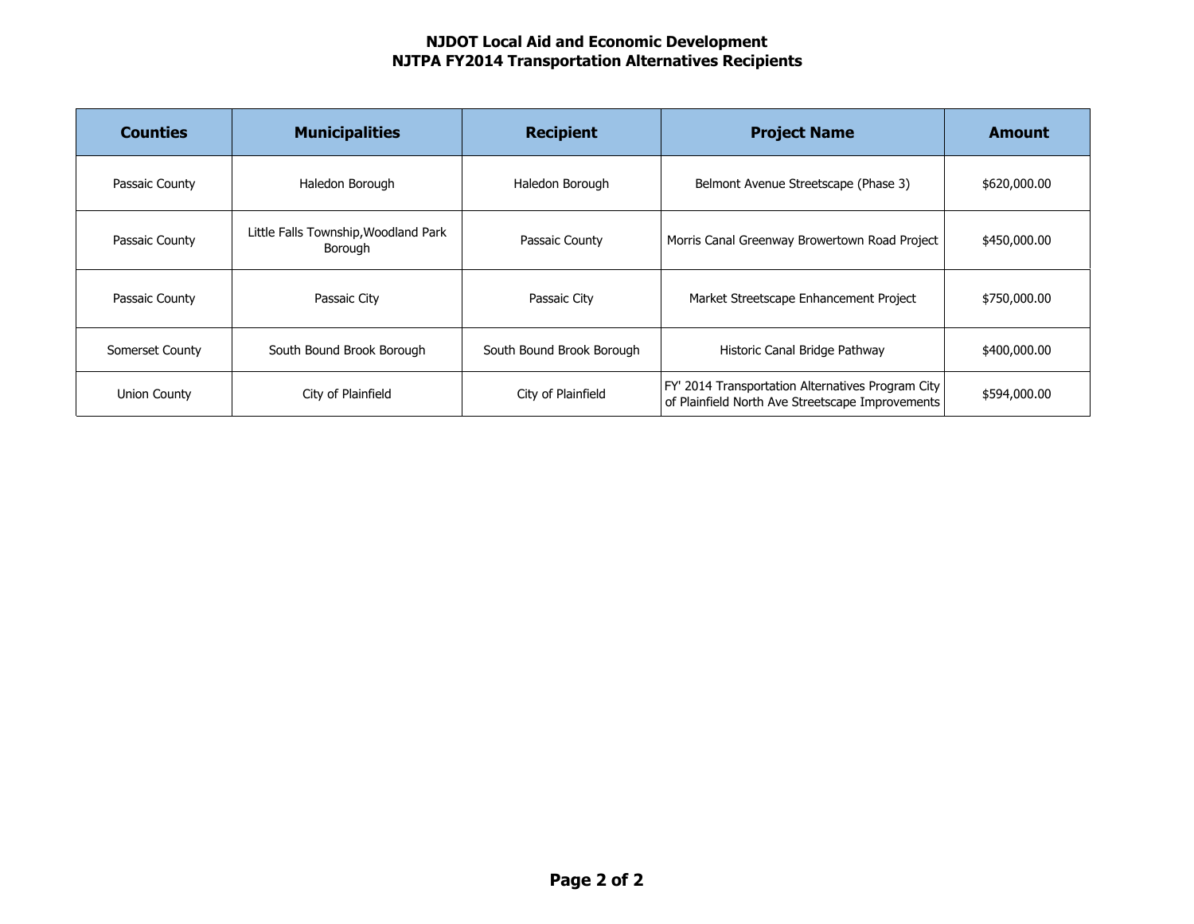# NJDOT Local Aid and Economic Development
## NJTPA FY2014 Transportation Alternatives Recipients

| Counties | Municipalities | Recipient | Project Name | Amount |
|---|---|---|---|---|
| Passaic County | Haledon Borough | Haledon Borough | Belmont Avenue Streetscape (Phase 3) | $620,000.00 |
| Passaic County | Little Falls Township,Woodland Park Borough | Passaic County | Morris Canal Greenway Browertown Road Project | $450,000.00 |
| Passaic County | Passaic City | Passaic City | Market Streetscape Enhancement Project | $750,000.00 |
| Somerset County | South Bound Brook Borough | South Bound Brook Borough | Historic Canal Bridge Pathway | $400,000.00 |
| Union County | City of Plainfield | City of Plainfield | FY' 2014 Transportation Alternatives Program City of Plainfield North Ave Streetscape Improvements | $594,000.00 |